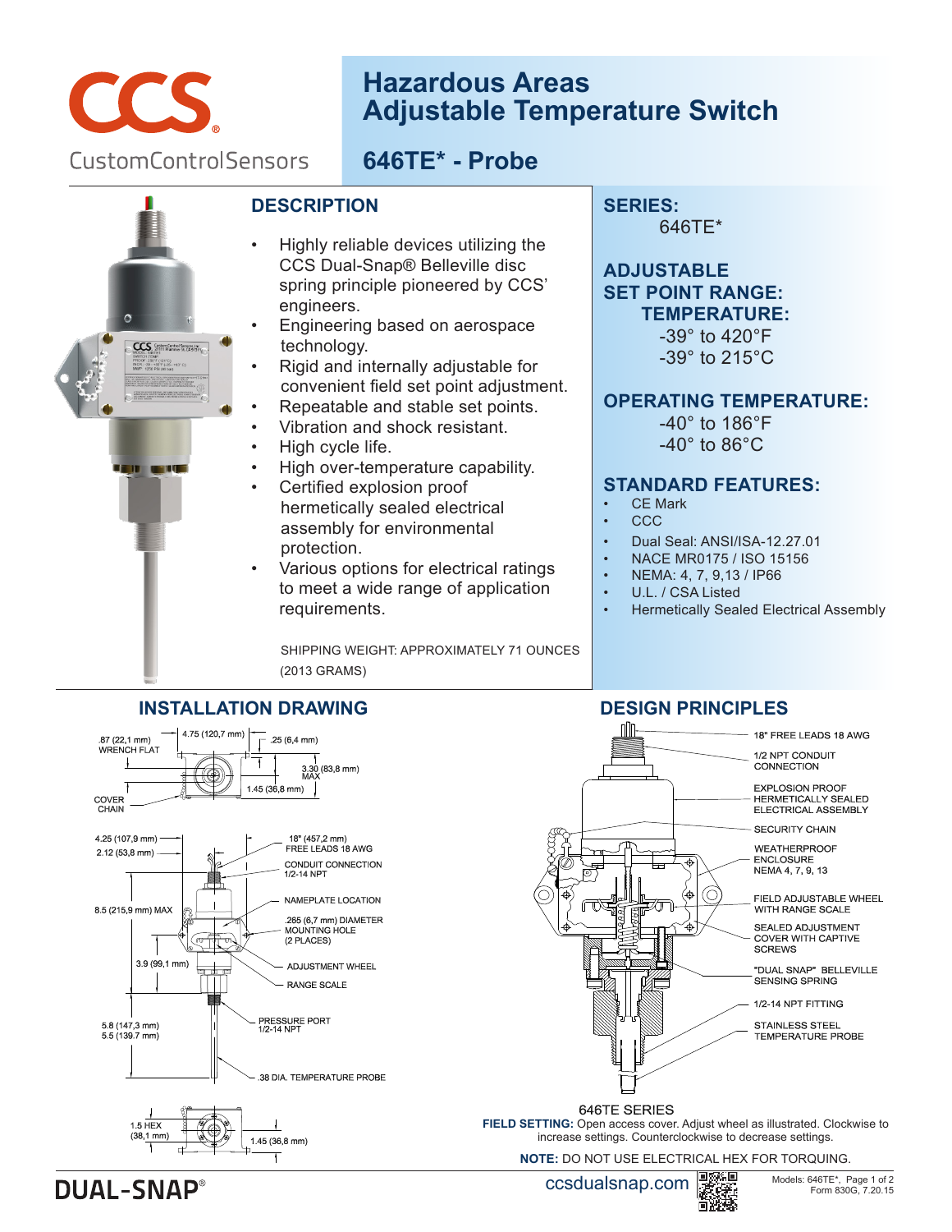# Hazardous Areas Adjustable Temperature Switch

## 646TE* - Probe

CCS CustomControlSensors

## DESCRIPTION

- Highly reliable devices utilizing the CCS Dual-Snap® Belleville disc spring principle pioneered by CCS' engineers.
- Engineering based on aerospace technology.
- Rigid and internally adjustable for convenient field set point adjustment.
- Repeatable and stable set points.
- Vibration and shock resistant.
- High cycle life.
- High over-temperature capability.
- Certified explosion proof hermetically sealed electrical assembly for environmental protection.
- Various options for electrical ratings to meet a wide range of application requirements.

SHIPPING WEIGHT: APPROXIMATELY 71 OUNCES (2013 GRAMS)

## SERIES:

646TE*

## ADJUSTABLE SET POINT RANGE:

### TEMPERATURE:

-39° to 420°F
-39° to 215°C

## OPERATING TEMPERATURE:

-40° to 186°F
-40° to 86°C

## STANDARD FEATURES:

- CE Mark
- CCC
- Dual Seal: ANSI/ISA-12.27.01
- NACE MR0175 / ISO 15156
- NEMA: 4, 7, 9,13 / IP66
- U.L. / CSA Listed
- Hermetically Sealed Electrical Assembly

## INSTALLATION DRAWING

.87 (22,1 mm) WRENCH FLAT
4.75 (120,7 mm)
.25 (6,4 mm)
3.30 (83,8 mm) MAX
1.45 (36,8 mm)
COVER CHAIN
4.25 (107,9 mm)
2.12 (53,8 mm)
18" (457,2 mm) FREE LEADS 18 AWG
CONDUIT CONNECTION 1/2-14 NPT
8.5 (215,9 mm) MAX
NAMEPLATE LOCATION
.265 (6,7 mm) DIAMETER MOUNTING HOLE (2 PLACES)
3.9 (99,1 mm)
ADJUSTMENT WHEEL
RANGE SCALE
5.8 (147,3 mm)
5.5 (139.7 mm)
PRESSURE PORT 1/2-14 NPT
.38 DIA. TEMPERATURE PROBE
1.5 HEX (38,1 mm)
1.45 (36,8 mm)

## DESIGN PRINCIPLES

18" FREE LEADS 18 AWG
1/2 NPT CONDUIT CONNECTION
EXPLOSION PROOF HERMETICALLY SEALED ELECTRICAL ASSEMBLY
SECURITY CHAIN
WEATHERPROOF ENCLOSURE NEMA 4, 7, 9, 13
FIELD ADJUSTABLE WHEEL WITH RANGE SCALE
SEALED ADJUSTMENT COVER WITH CAPTIVE SCREWS
"DUAL SNAP" BELLEVILLE SENSING SPRING
1/2-14 NPT FITTING
STAINLESS STEEL TEMPERATURE PROBE

646TE SERIES

**FIELD SETTING:** Open access cover. Adjust wheel as illustrated. Clockwise to increase settings. Counterclockwise to decrease settings.

**NOTE:** DO NOT USE ELECTRICAL HEX FOR TORQUING.

DUAL-SNAP®

ccsdualsnap.com

Models: 646TE*, Form 830G, 7.20.15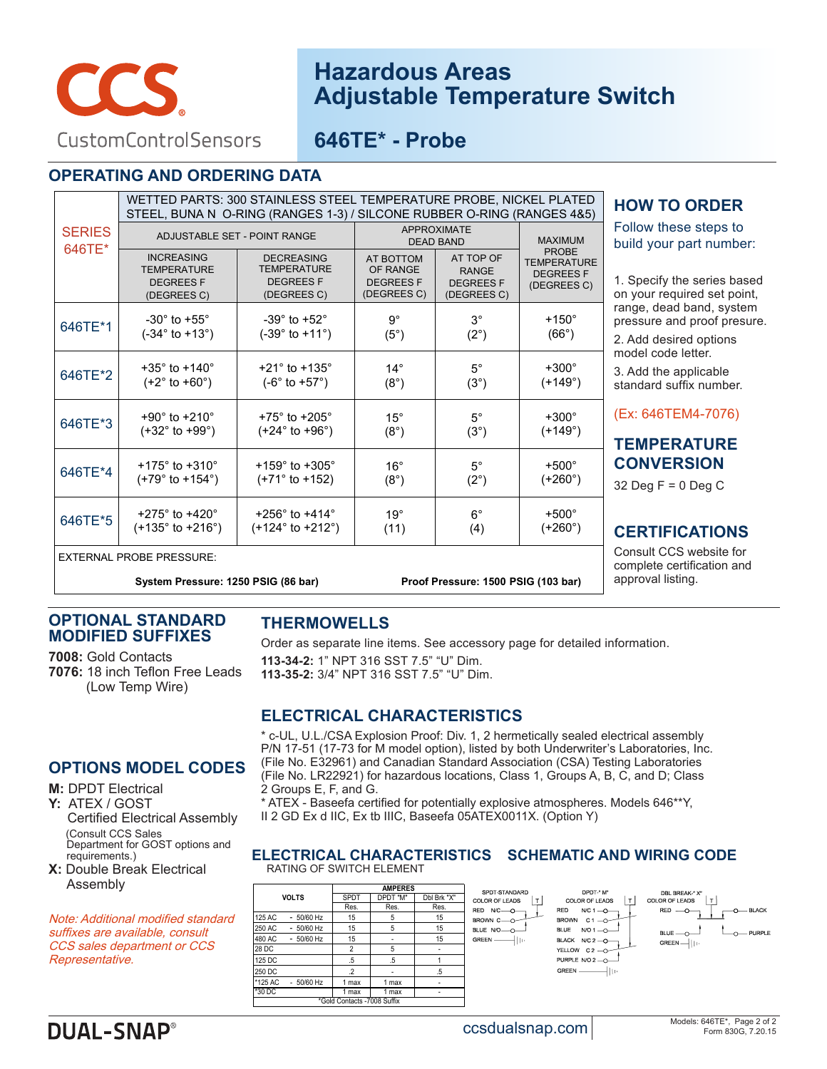# Hazardous Areas Adjustable Temperature Switch

## 646TE* - Probe

CustomControlSensors

## OPERATING AND ORDERING DATA

| SERIES 646TE* | WETTED PARTS: 300 STAINLESS STEEL TEMPERATURE PROBE, NICKEL PLATED STEEL, BUNA N O-RING (RANGES 1-3) / SILCONE RUBBER O-RING (RANGES 4&5) | | | | |
|---|---|---|---|---|---|
| | ADJUSTABLE SET - POINT RANGE | | APPROXIMATE DEAD BAND | | MAXIMUM PROBE TEMPERATURE DEGREES F (DEGREES C) |
| | INCREASING TEMPERATURE DEGREES F (DEGREES C) | DECREASING TEMPERATURE DEGREES F (DEGREES C) | AT BOTTOM OF RANGE DEGREES F (DEGREES C) | AT TOP OF RANGE DEGREES F (DEGREES C) | |
| 646TE*1 | -30° to +55° (-34° to +13°) | -39° to +52° (-39° to +11°) | 9° (5°) | 3° (2°) | +150° (66°) |
| 646TE*2 | +35° to +140° (+2° to +60°) | +21° to +135° (-6° to +57°) | 14° (8°) | 5° (3°) | +300° (+149°) |
| 646TE*3 | +90° to +210° (+32° to +99°) | +75° to +205° (+24° to +96°) | 15° (8°) | 5° (3°) | +300° (+149°) |
| 646TE*4 | +175° to +310° (+79° to +154°) | +159° to +305° (+71° to +152) | 16° (8°) | 5° (2°) | +500° (+260°) |
| 646TE*5 | +275° to +420° (+135° to +216°) | +256° to +414° (+124° to +212°) | 19° (11) | 6° (4) | +500° (+260°) |
| EXTERNAL PROBE PRESSURE: **System Pressure: 1250 PSIG (86 bar)** **Proof Pressure: 1500 PSIG (103 bar)** | | | | | |

## HOW TO ORDER

Follow these steps to build your part number:

1. Specify the series based on your required set point, range, dead band, system pressure and proof presure.
2. Add desired options model code letter.
3. Add the applicable standard suffix number.

(Ex: 646TEM4-7076)

## TEMPERATURE CONVERSION

32 Deg F = 0 Deg C

## CERTIFICATIONS

Consult CCS website for complete certification and approval listing.

## OPTIONAL STANDARD MODIFIED SUFFIXES

**7008:** Gold Contacts
**7076:** 18 inch Teflon Free Leads (Low Temp Wire)

## OPTIONS MODEL CODES

**M:** DPDT Electrical
**Y:** ATEX / GOST Certified Electrical Assembly
(Consult CCS Sales Department for GOST options and requirements.)
**X:** Double Break Electrical Assembly

*Note: Additional modified standard suffixes are available, consult CCS sales department or CCS Representative.*

## THERMOWELLS

Order as separate line items. See accessory page for detailed information.

**113-34-2:** 1" NPT 316 SST 7.5" "U" Dim.
**113-35-2:** 3/4" NPT 316 SST 7.5" "U" Dim.

## ELECTRICAL CHARACTERISTICS

\* c-UL, U.L./CSA Explosion Proof: Div. 1, 2 hermetically sealed electrical assembly P/N 17-51 (17-73 for M model option), listed by both Underwriter's Laboratories, Inc. (File No. E32961) and Canadian Standard Association (CSA) Testing Laboratories (File No. LR22921) for hazardous locations, Class 1, Groups A, B, C, and D; Class 2 Groups E, F, and G.

\* ATEX - Baseefa certified for potentially explosive atmospheres. Models 646**Y, II 2 GD Ex d IIC, Ex tb IIIC, Baseefa 05ATEX0011X. (Option Y)

## ELECTRICAL CHARACTERISTICS

RATING OF SWITCH ELEMENT

| VOLTS | | AMPERES | | |
|---|---|---|---|---|
| | | SPDT | DPDT "M" | Dbl Brk "X" |
| | | Res. | Res. | Res. |
| 125 AC | - 50/60 Hz | 15 | 5 | 15 |
| 250 AC | - 50/60 Hz | 15 | 5 | 15 |
| 480 AC | - 50/60 Hz | 15 | - | 15 |
| 28 DC | | 2 | 5 | - |
| 125 DC | | .5 | .5 | 1 |
| 250 DC | | .2 | - | .5 |
| *125 AC | - 50/60 Hz | 1 max | 1 max | - |
| *30 DC | | 1 max | 1 max | - |

*Gold Contacts -7008 Suffix

## SCHEMATIC AND WIRING CODE

SPDT-STANDARD
COLOR OF LEADS
RED N/C
BROWN C
BLUE N/O
GREEN

DPDT-" M"
COLOR OF LEADS
RED N/C 1
BROWN C 1
BLUE N/O 1
BLACK N/C 2
YELLOW C 2
PURPLE N/O 2
GREEN

DBL BREAK-" X"
COLOR OF LEADS
RED
BLACK
BLUE
PURPLE
GREEN

DUAL-SNAP®

ccsdualsnap.com

Models: 646TE*, Form 830G, 7.20.15